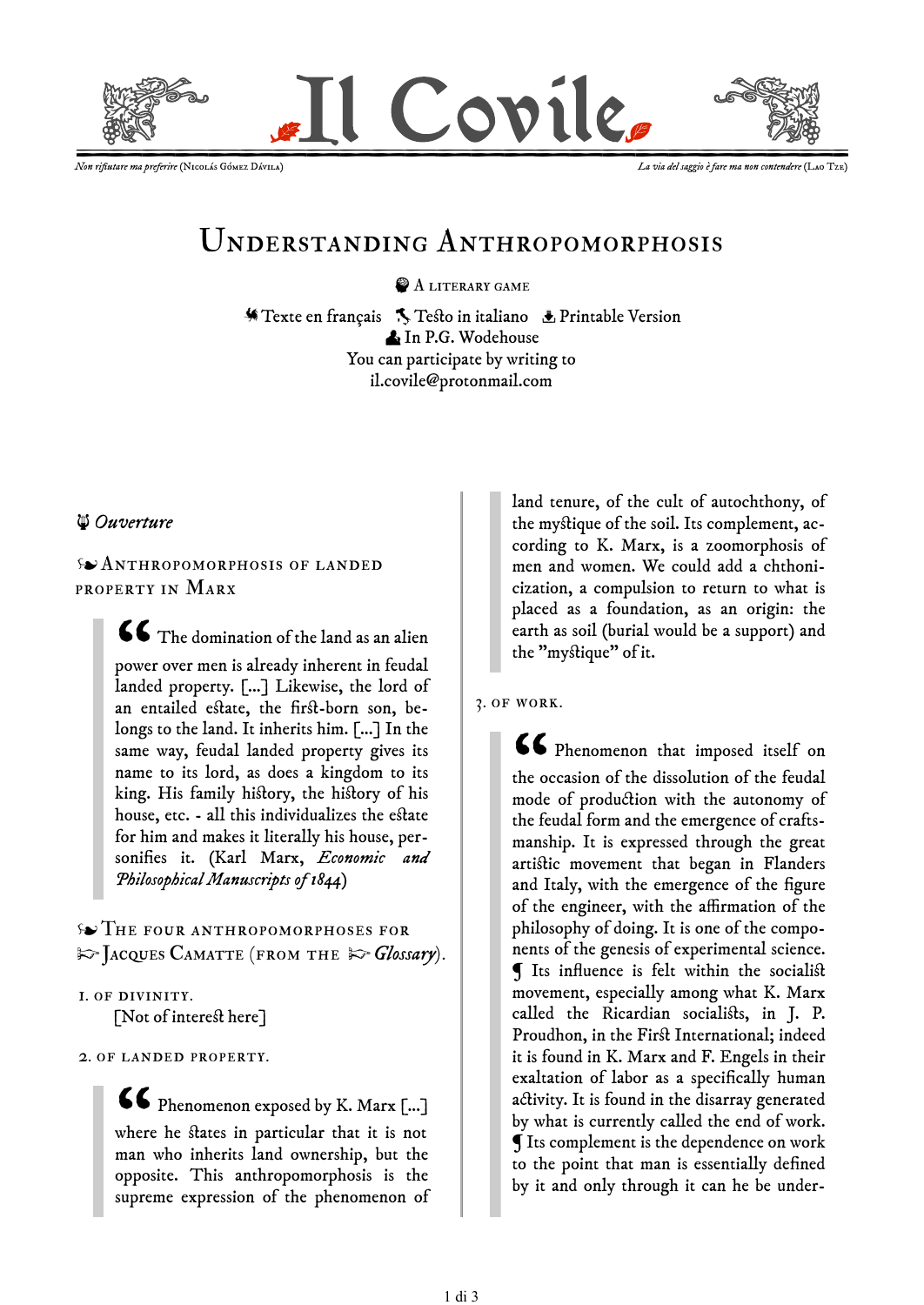# Il Covile

*Non rifiutare ma preferire* (Nicolás Gómez Dávila) — *La via del saggio è fare ma non contendere* (Lao Tze)

## Understanding Anthropomorphosis

A literary game

Texte en français · Testo in italiano · Printable Version

In P.G. Wodehouse

You can participate by writing to il.covile@protonmail.com

### *Ouverture*

#### Anthropomorphosis of landed property in Marx

> The domination of the land as an alien power over men is already inherent in feudal landed property. [...] Likewise, the lord of an entailed estate, the first-born son, belongs to the land. It inherits him. [...] In the same way, feudal landed property gives its name to its lord, as does a kingdom to its king. His family history, the history of his house, etc. - all this individualizes the estate for him and makes it literally his house, personifies it. (Karl Marx, *Economic and Philosophical Manuscripts of 1844*)

#### The four anthropomorphoses for Jacques Camatte (from the *Glossary*).

1. of divinity.

   [Not of interest here]

2. of landed property.

> Phenomenon exposed by K. Marx [...] where he states in particular that it is not man who inherits land ownership, but the opposite. This anthropomorphosis is the supreme expression of the phenomenon of land tenure, of the cult of autochthony, of the mystique of the soil. Its complement, according to K. Marx, is a zoomorphosis of men and women. We could add a chthonicization, a compulsion to return to what is placed as a foundation, as an origin: the earth as soil (burial would be a support) and the "mystique" of it.

3. of work.

> Phenomenon that imposed itself on the occasion of the dissolution of the feudal mode of production with the autonomy of the feudal form and the emergence of craftsmanship. It is expressed through the great artistic movement that began in Flanders and Italy, with the emergence of the figure of the engineer, with the affirmation of the philosophy of doing. It is one of the components of the genesis of experimental science. ¶ Its influence is felt within the socialist movement, especially among what K. Marx called the Ricardian socialists, in J. P. Proudhon, in the First International; indeed it is found in K. Marx and F. Engels in their exaltation of labor as a specifically human activity. It is found in the disarray generated by what is currently called the end of work. ¶ Its complement is the dependence on work to the point that man is essentially defined by it and only through it can he be under-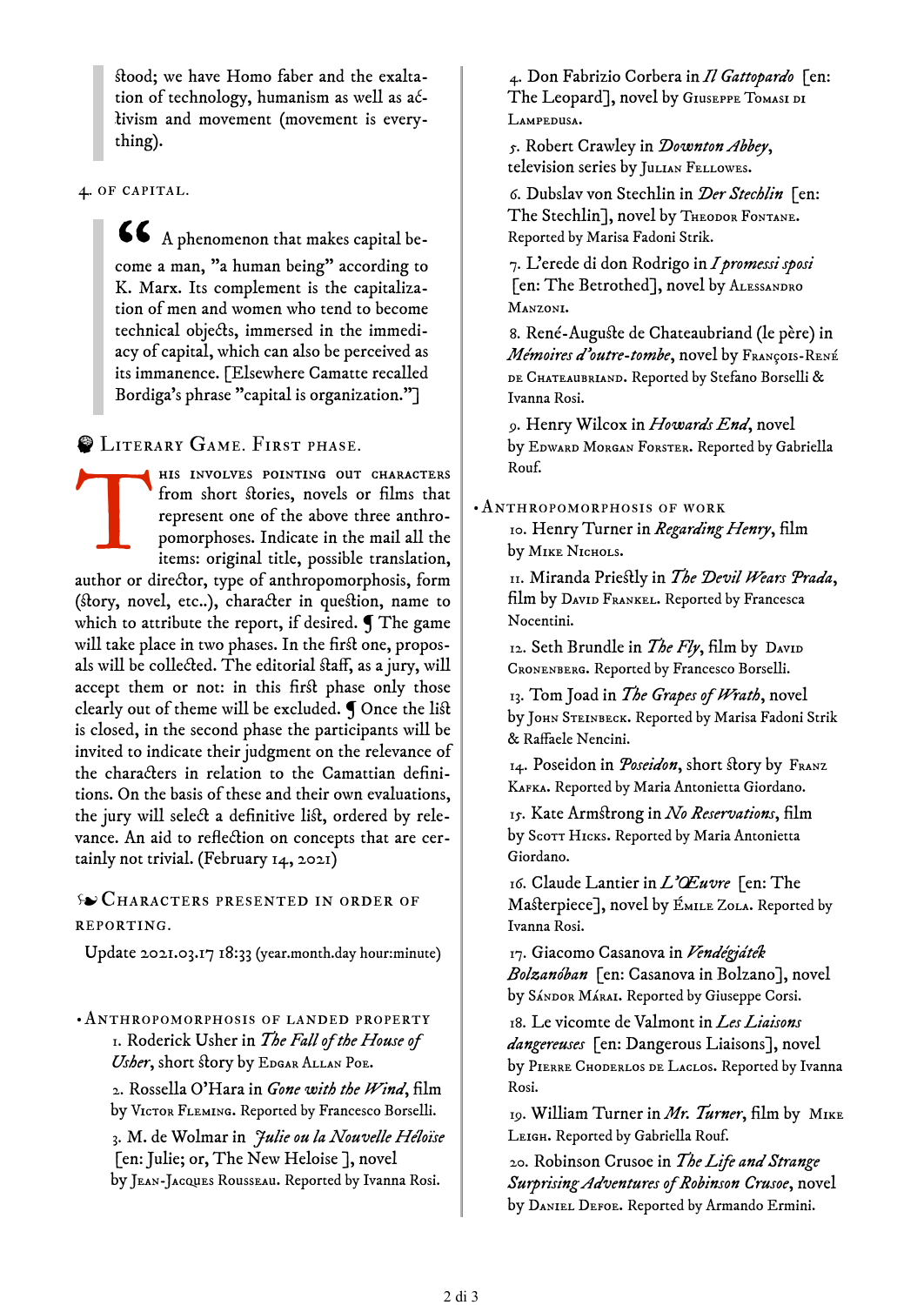> stood; we have Homo faber and the exaltation of technology, humanism as well as activism and movement (movement is everything).

4. OF CAPITAL.

> “ A phenomenon that makes capital become a man, "a human being" according to K. Marx. Its complement is the capitalization of men and women who tend to become technical objects, immersed in the immediacy of capital, which can also be perceived as its immanence. [Elsewhere Camatte recalled Bordiga's phrase "capital is organization."]

## Literary Game. First phase.

This involves pointing out characters from short stories, novels or films that represent one of the above three anthropomorphoses. Indicate in the mail all the items: original title, possible translation, author or director, type of anthropomorphosis, form (story, novel, etc..), character in question, name to which to attribute the report, if desired. ¶ The game will take place in two phases. In the first one, proposals will be collected. The editorial staff, as a jury, will accept them or not: in this first phase only those clearly out of theme will be excluded. ¶ Once the list is closed, in the second phase the participants will be invited to indicate their judgment on the relevance of the characters in relation to the Camattian definitions. On the basis of these and their own evaluations, the jury will select a definitive list, ordered by relevance. An aid to reflection on concepts that are certainly not trivial. (February 14, 2021)

## Characters presented in order of reporting.

Update 2021.03.17 18:33 (year.month.day hour:minute)

### • Anthropomorphosis of landed property

1. Roderick Usher in *The Fall of the House of Usher*, short story by Edgar Allan Poe.

2. Rossella O'Hara in *Gone with the Wind*, film by Victor Fleming. Reported by Francesco Borselli.

3. M. de Wolmar in *Julie ou la Nouvelle Héloïse* [en: Julie; or, The New Heloise ], novel by Jean-Jacques Rousseau. Reported by Ivanna Rosi.

4. Don Fabrizio Corbera in *Il Gattopardo* [en: The Leopard], novel by Giuseppe Tomasi di Lampedusa.

5. Robert Crawley in *Downton Abbey*, television series by Julian Fellowes.

6. Dubslav von Stechlin in *Der Stechlin* [en: The Stechlin], novel by Theodor Fontane. Reported by Marisa Fadoni Strik.

7. L'erede di don Rodrigo in *I promessi sposi* [en: The Betrothed], novel by Alessandro Manzoni.

8. René-Auguste de Chateaubriand (le père) in *Mémoires d'outre-tombe*, novel by François-René de Chateaubriand. Reported by Stefano Borselli & Ivanna Rosi.

9. Henry Wilcox in *Howards End*, novel by Edward Morgan Forster. Reported by Gabriella Rouf.

### • Anthropomorphosis of work

10. Henry Turner in *Regarding Henry*, film by Mike Nichols.

11. Miranda Priestly in *The Devil Wears Prada*, film by David Frankel. Reported by Francesca Nocentini.

12. Seth Brundle in *The Fly*, film by David Cronenberg. Reported by Francesco Borselli.

13. Tom Joad in *The Grapes of Wrath*, novel by John Steinbeck. Reported by Marisa Fadoni Strik & Raffaele Nencini.

14. Poseidon in *Poseidon*, short story by Franz Kafka. Reported by Maria Antonietta Giordano.

15. Kate Armstrong in *No Reservations*, film by Scott Hicks. Reported by Maria Antonietta Giordano.

16. Claude Lantier in *L'Œuvre* [en: The Masterpiece], novel by Émile Zola. Reported by Ivanna Rosi.

17. Giacomo Casanova in *Vendégjáték Bolzanóban* [en: Casanova in Bolzano], novel by Sándor Márai. Reported by Giuseppe Corsi.

18. Le vicomte de Valmont in *Les Liaisons dangereuses* [en: Dangerous Liaisons], novel by Pierre Choderlos de Laclos. Reported by Ivanna Rosi.

19. William Turner in *Mr. Turner*, film by Mike Leigh. Reported by Gabriella Rouf.

20. Robinson Crusoe in *The Life and Strange Surprising Adventures of Robinson Crusoe*, novel by Daniel Defoe. Reported by Armando Ermini.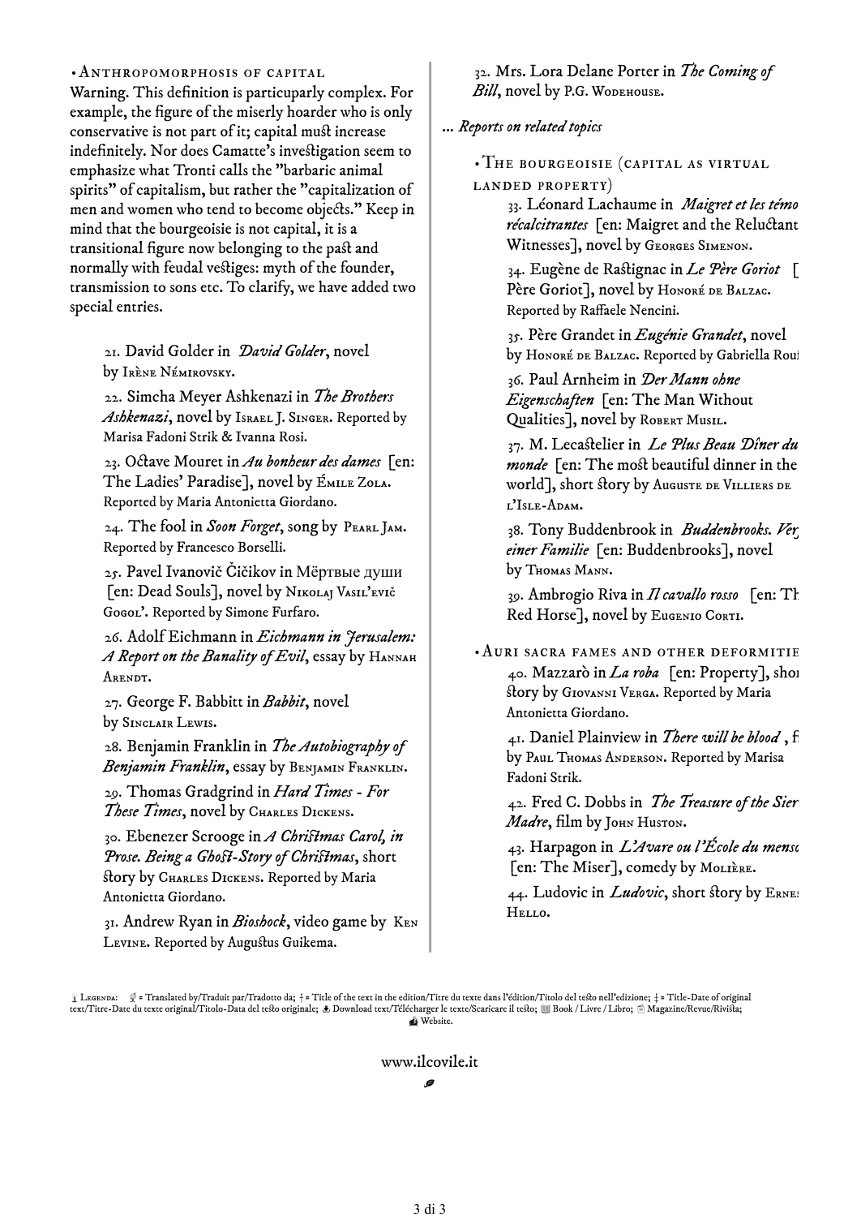• Anthropomorphosis of capital

Warning. This definition is particuparly complex. For example, the figure of the miserly hoarder who is only conservative is not part of it; capital must increase indefinitely. Nor does Camatte's investigation seem to emphasize what Tronti calls the "barbaric animal spirits" of capitalism, but rather the "capitalization of men and women who tend to become objects." Keep in mind that the bourgeoisie is not capital, it is a transitional figure now belonging to the past and normally with feudal vestiges: myth of the founder, transmission to sons etc. To clarify, we have added two special entries.

21. David Golder in *David Golder*, novel by Irène Némirovsky.

22. Simcha Meyer Ashkenazi in *The Brothers Ashkenazi*, novel by Israel J. Singer. Reported by Marisa Fadoni Strik & Ivanna Rosi.

23. Octave Mouret in *Au bonheur des dames* [en: The Ladies' Paradise], novel by Émile Zola. Reported by Maria Antonietta Giordano.

24. The fool in *Soon Forget*, song by Pearl Jam. Reported by Francesco Borselli.

25. Pavel Ivanovič Čičikov in Мёртвые души [en: Dead Souls], novel by Nikolaj Vasil'evič Gogol'. Reported by Simone Furfaro.

26. Adolf Eichmann in *Eichmann in Jerusalem: A Report on the Banality of Evil*, essay by Hannah Arendt.

27. George F. Babbitt in *Babbit*, novel by Sinclair Lewis.

28. Benjamin Franklin in *The Autobiography of Benjamin Franklin*, essay by Benjamin Franklin.

29. Thomas Gradgrind in *Hard Times - For These Times*, novel by Charles Dickens.

30. Ebenezer Scrooge in *A Christmas Carol, in Prose. Being a Ghost-Story of Christmas*, short story by Charles Dickens. Reported by Maria Antonietta Giordano.

31. Andrew Ryan in *Bioshock*, video game by Ken Levine. Reported by Augustus Guikema.

32. Mrs. Lora Delane Porter in *The Coming of Bill*, novel by P.G. Wodehouse.

*... Reports on related topics*

• The bourgeoisie (capital as virtual landed property)

33. Léonard Lachaume in *Maigret et les témo récalcitrantes* [en: Maigret and the Reluctant Witnesses], novel by Georges Simenon.

34. Eugène de Rastignac in *Le Père Goriot* [ Père Goriot], novel by Honoré de Balzac. Reported by Raffaele Nencini.

35. Père Grandet in *Eugénie Grandet*, novel by Honoré de Balzac. Reported by Gabriella Rou

36. Paul Arnheim in *Der Mann ohne Eigenschaften* [en: The Man Without Qualities], novel by Robert Musil.

37. M. Lecastelier in *Le Plus Beau Dîner du monde* [en: The most beautiful dinner in the world], short story by Auguste de Villiers de l'Isle-Adam.

38. Tony Buddenbrook in *Buddenbrooks. Ver einer Familie* [en: Buddenbrooks], novel by Thomas Mann.

39. Ambrogio Riva in *Il cavallo rosso* [en: Th Red Horse], novel by Eugenio Corti.

• Auri sacra fames and other deformitie

40. Mazzarò in *La roba* [en: Property], shor story by Giovanni Verga. Reported by Maria Antonietta Giordano.

41. Daniel Plainview in *There will be blood* , f by Paul Thomas Anderson. Reported by Marisa Fadoni Strik.

42. Fred C. Dobbs in *The Treasure of the Sier Madre*, film by John Huston.

43. Harpagon in *L'Avare ou l'École du mensc* [en: The Miser], comedy by Molière.

44. Ludovic in *Ludovic*, short story by Ernes Hello.

Legenda: = Translated by/Traduit par/Tradotto da; † = Title of the text in the edition/Titre du texte dans l'édition/Titolo del testo nell'edizione; ‡ = Title-Date of original text/Titre-Date du texte original/Titolo-Data del testo originale; Download text/Télécharger le texte/Scaricare il testo; Book / Livre / Libro; Magazine/Revue/Rivista; Website.

www.ilcovile.it